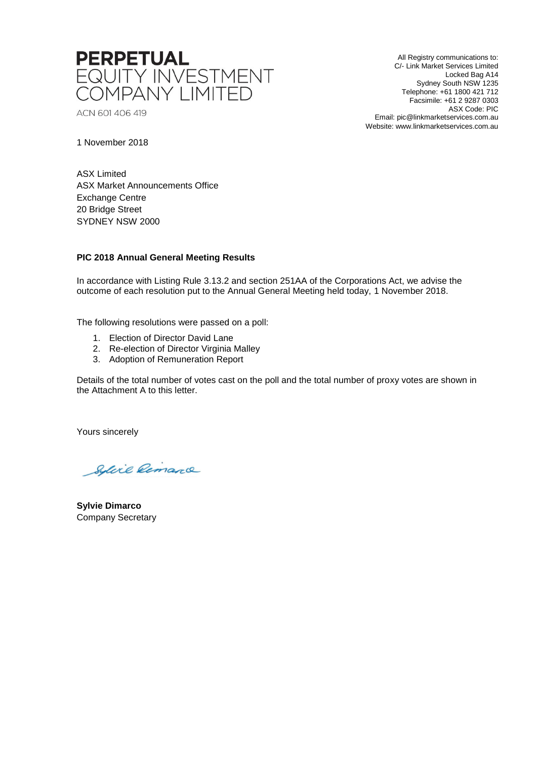**PERPETUAL**
EQUITY INVESTMENT
COMPANY LIMITED

ACN 601 406 419

All Registry communications to:
C/- Link Market Services Limited
Locked Bag A14
Sydney South NSW 1235
Telephone: +61 1800 421 712
Facsimile: +61 2 9287 0303
ASX Code: PIC
Email: pic@linkmarketservices.com.au
Website: www.linkmarketservices.com.au

1 November 2018

ASX Limited
ASX Market Announcements Office
Exchange Centre
20 Bridge Street
SYDNEY NSW 2000

**PIC 2018 Annual General Meeting Results**

In accordance with Listing Rule 3.13.2 and section 251AA of the Corporations Act, we advise the outcome of each resolution put to the Annual General Meeting held today, 1 November 2018.

The following resolutions were passed on a poll:

1. Election of Director David Lane
2. Re-election of Director Virginia Malley
3. Adoption of Remuneration Report

Details of the total number of votes cast on the poll and the total number of proxy votes are shown in the Attachment A to this letter.

Yours sincerely

**Sylvie Dimarco**
Company Secretary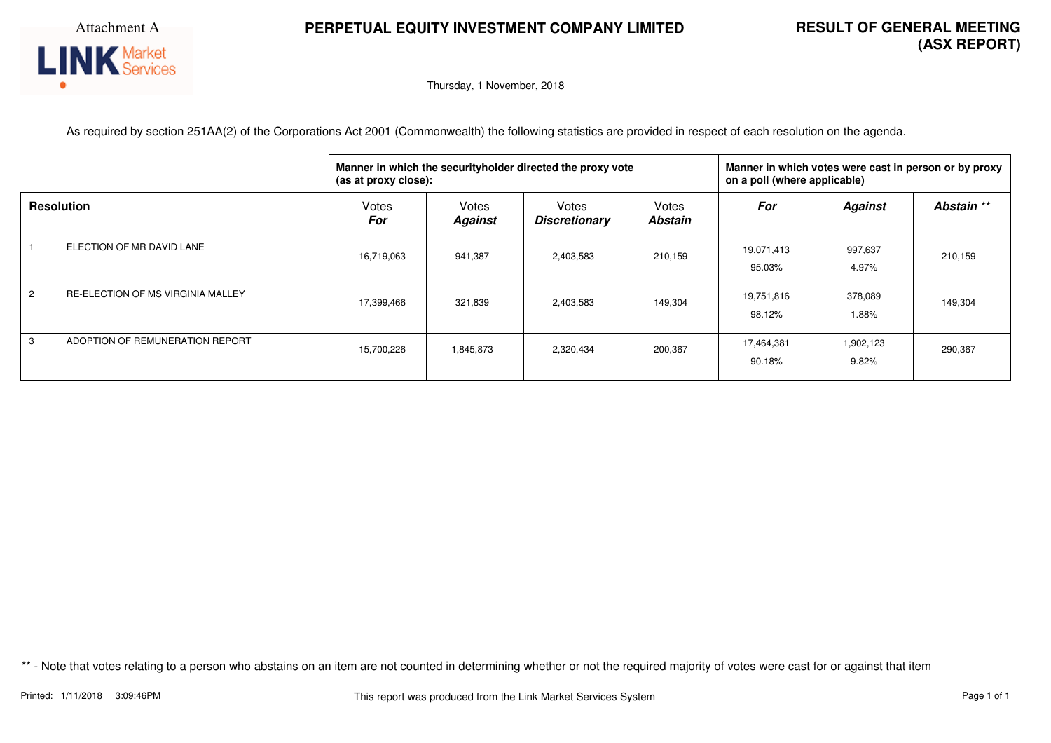Attachment A

# PERPETUAL EQUITY INVESTMENT COMPANY LIMITED

## RESULT OF GENERAL MEETING (ASX REPORT)

Thursday, 1 November, 2018

As required by section 251AA(2) of the Corporations Act 2001 (Commonwealth) the following statistics are provided in respect of each resolution on the agenda.

| | Manner in which the securityholder directed the proxy vote (as at proxy close): | | | | Manner in which votes were cast in person or by proxy on a poll (where applicable) | | |
|---|---|---|---|---|---|---|---|
| **Resolution** | Votes ***For*** | Votes ***Against*** | Votes ***Discretionary*** | Votes ***Abstain*** | ***For*** | ***Against*** | ***Abstain \*\**** |
| 1 ELECTION OF MR DAVID LANE | 16,719,063 | 941,387 | 2,403,583 | 210,159 | 19,071,413 95.03% | 997,637 4.97% | 210,159 |
| 2 RE-ELECTION OF MS VIRGINIA MALLEY | 17,399,466 | 321,839 | 2,403,583 | 149,304 | 19,751,816 98.12% | 378,089 1.88% | 149,304 |
| 3 ADOPTION OF REMUNERATION REPORT | 15,700,226 | 1,845,873 | 2,320,434 | 200,367 | 17,464,381 90.18% | 1,902,123 9.82% | 290,367 |

** - Note that votes relating to a person who abstains on an item are not counted in determining whether or not the required majority of votes were cast for or against that item

Printed: 1/11/2018 3:09:46PM

This report was produced from the Link Market Services System